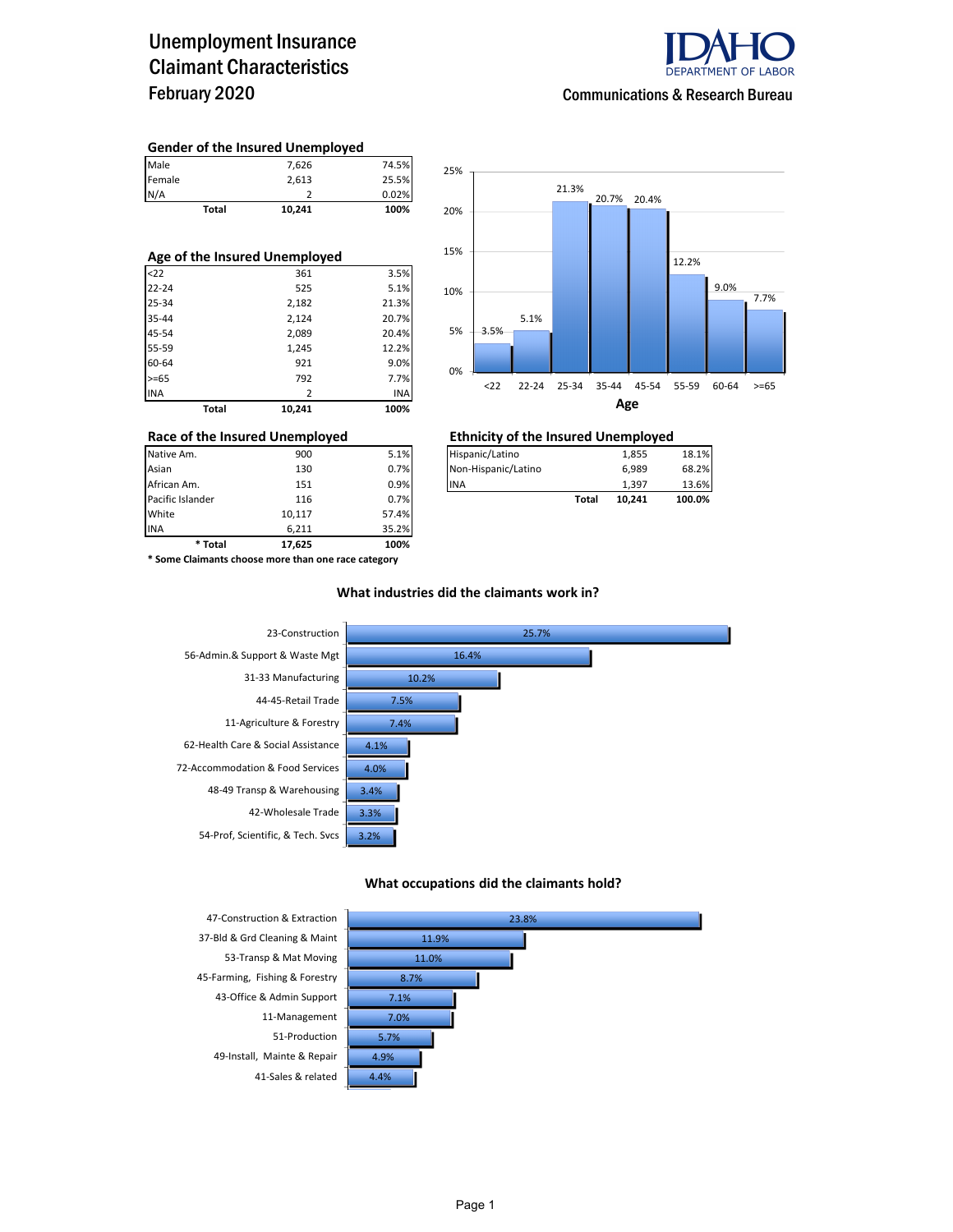# Unemployment Insurance Claimant Characteristics

## February 2020

IDAHO DEPARTMENT OF LABOR

Communications & Research Bureau

### Gender of the Insured Unemployed

| | | |
|---|---|---|
| Male | 7,626 | 74.5% |
| Female | 2,613 | 25.5% |
| N/A | 2 | 0.02% |
| **Total** | **10,241** | **100%** |

### Age of the Insured Unemployed

| | | |
|---|---|---|
| <22 | 361 | 3.5% |
| 22-24 | 525 | 5.1% |
| 25-34 | 2,182 | 21.3% |
| 35-44 | 2,124 | 20.7% |
| 45-54 | 2,089 | 20.4% |
| 55-59 | 1,245 | 12.2% |
| 60-64 | 921 | 9.0% |
| >=65 | 792 | 7.7% |
| INA | 2 | INA |
| **Total** | **10,241** | **100%** |

| Age | <22 | 22-24 | 25-34 | 35-44 | 45-54 | 55-59 | 60-64 | >=65 |
|---|---|---|---|---|---|---|---|---|
| % | 3.5% | 5.1% | 21.3% | 20.7% | 20.4% | 12.2% | 9.0% | 7.7% |

### Race of the Insured Unemployed

| | | |
|---|---|---|
| Native Am. | 900 | 5.1% |
| Asian | 130 | 0.7% |
| African Am. | 151 | 0.9% |
| Pacific Islander | 116 | 0.7% |
| White | 10,117 | 57.4% |
| INA | 6,211 | 35.2% |
| **\* Total** | **17,625** | **100%** |

**\* Some Claimants choose more than one race category**

### Ethnicity of the Insured Unemployed

| | | |
|---|---|---|
| Hispanic/Latino | 1,855 | 18.1% |
| Non-Hispanic/Latino | 6,989 | 68.2% |
| INA | 1,397 | 13.6% |
| **Total** | **10,241** | **100.0%** |

### What industries did the claimants work in?

| Industry | % |
|---|---|
| 23-Construction | 25.7% |
| 56-Admin.& Support & Waste Mgt | 16.4% |
| 31-33 Manufacturing | 10.2% |
| 44-45-Retail Trade | 7.5% |
| 11-Agriculture & Forestry | 7.4% |
| 62-Health Care & Social Assistance | 4.1% |
| 72-Accommodation & Food Services | 4.0% |
| 48-49 Transp & Warehousing | 3.4% |
| 42-Wholesale Trade | 3.3% |
| 54-Prof, Scientific, & Tech. Svcs | 3.2% |

### What occupations did the claimants hold?

| Occupation | % |
|---|---|
| 47-Construction & Extraction | 23.8% |
| 37-Bld & Grd Cleaning & Maint | 11.9% |
| 53-Transp & Mat Moving | 11.0% |
| 45-Farming, Fishing & Forestry | 8.7% |
| 43-Office & Admin Support | 7.1% |
| 11-Management | 7.0% |
| 51-Production | 5.7% |
| 49-Install, Mainte & Repair | 4.9% |
| 41-Sales & related | 4.4% |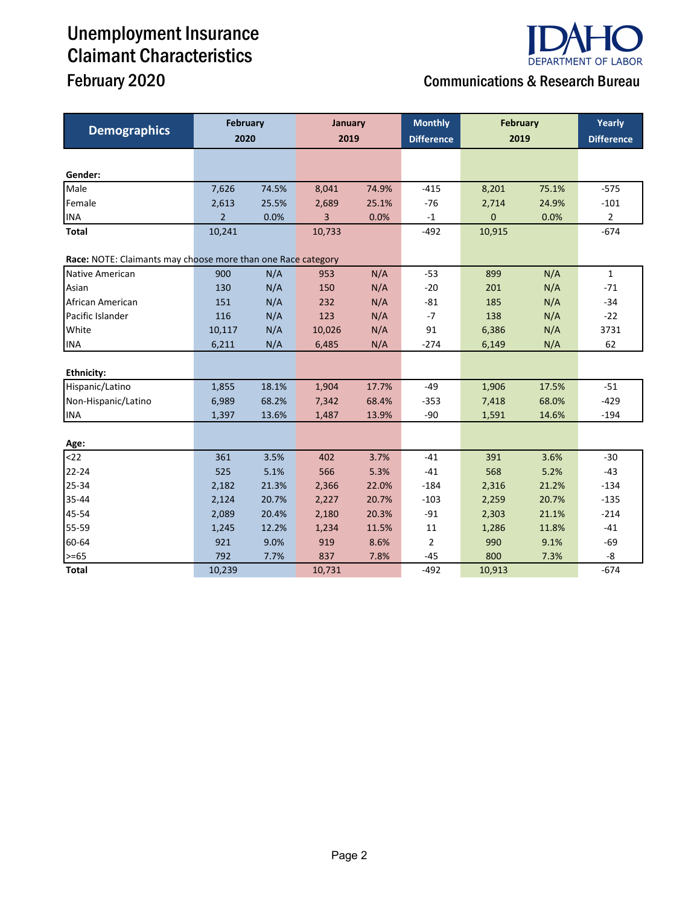# Unemployment Insurance Claimant Characteristics

## February 2020

IDAHO DEPARTMENT OF LABOR

Communications & Research Bureau

| Demographics | February 2020 | | January 2019 | | Monthly Difference | February 2019 | | Yearly Difference |
|---|---|---|---|---|---|---|---|---|
| **Gender:** | | | | | | | | |
| Male | 7,626 | 74.5% | 8,041 | 74.9% | -415 | 8,201 | 75.1% | -575 |
| Female | 2,613 | 25.5% | 2,689 | 25.1% | -76 | 2,714 | 24.9% | -101 |
| INA | 2 | 0.0% | 3 | 0.0% | -1 | 0 | 0.0% | 2 |
| **Total** | 10,241 | | 10,733 | | -492 | 10,915 | | -674 |
| **Race:** NOTE: Claimants may choose more than one Race category | | | | | | | | |
| Native American | 900 | N/A | 953 | N/A | -53 | 899 | N/A | 1 |
| Asian | 130 | N/A | 150 | N/A | -20 | 201 | N/A | -71 |
| African American | 151 | N/A | 232 | N/A | -81 | 185 | N/A | -34 |
| Pacific Islander | 116 | N/A | 123 | N/A | -7 | 138 | N/A | -22 |
| White | 10,117 | N/A | 10,026 | N/A | 91 | 6,386 | N/A | 3731 |
| INA | 6,211 | N/A | 6,485 | N/A | -274 | 6,149 | N/A | 62 |
| **Ethnicity:** | | | | | | | | |
| Hispanic/Latino | 1,855 | 18.1% | 1,904 | 17.7% | -49 | 1,906 | 17.5% | -51 |
| Non-Hispanic/Latino | 6,989 | 68.2% | 7,342 | 68.4% | -353 | 7,418 | 68.0% | -429 |
| INA | 1,397 | 13.6% | 1,487 | 13.9% | -90 | 1,591 | 14.6% | -194 |
| **Age:** | | | | | | | | |
| <22 | 361 | 3.5% | 402 | 3.7% | -41 | 391 | 3.6% | -30 |
| 22-24 | 525 | 5.1% | 566 | 5.3% | -41 | 568 | 5.2% | -43 |
| 25-34 | 2,182 | 21.3% | 2,366 | 22.0% | -184 | 2,316 | 21.2% | -134 |
| 35-44 | 2,124 | 20.7% | 2,227 | 20.7% | -103 | 2,259 | 20.7% | -135 |
| 45-54 | 2,089 | 20.4% | 2,180 | 20.3% | -91 | 2,303 | 21.1% | -214 |
| 55-59 | 1,245 | 12.2% | 1,234 | 11.5% | 11 | 1,286 | 11.8% | -41 |
| 60-64 | 921 | 9.0% | 919 | 8.6% | 2 | 990 | 9.1% | -69 |
| >=65 | 792 | 7.7% | 837 | 7.8% | -45 | 800 | 7.3% | -8 |
| **Total** | 10,239 | | 10,731 | | -492 | 10,913 | | -674 |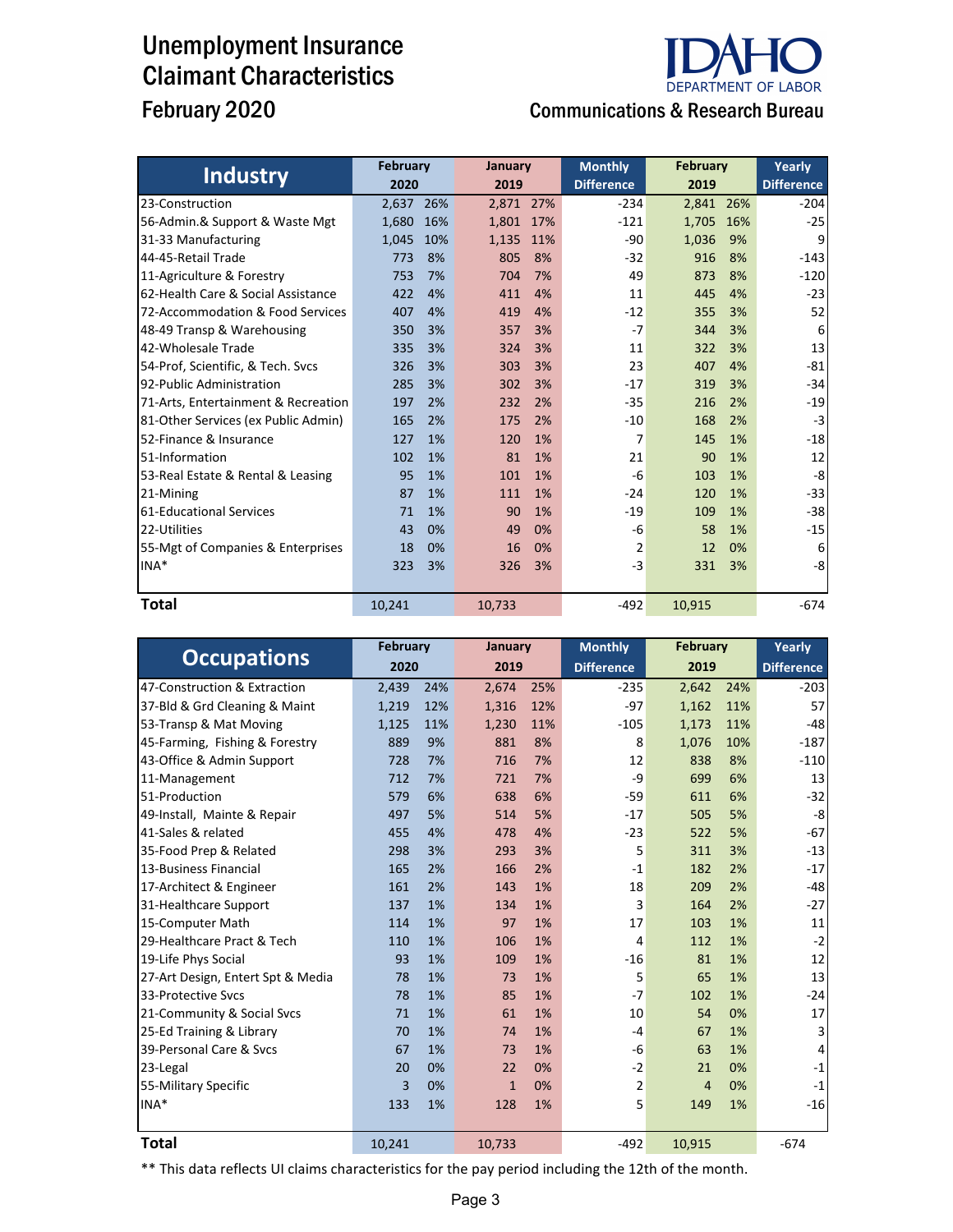# Unemployment Insurance Claimant Characteristics

## February 2020

IDAHO DEPARTMENT OF LABOR

Communications & Research Bureau

| Industry | February 2020 | | January 2019 | | Monthly Difference | February 2019 | | Yearly Difference |
|---|---|---|---|---|---|---|---|---|
| 23-Construction | 2,637 | 26% | 2,871 | 27% | -234 | 2,841 | 26% | -204 |
| 56-Admin.& Support & Waste Mgt | 1,680 | 16% | 1,801 | 17% | -121 | 1,705 | 16% | -25 |
| 31-33 Manufacturing | 1,045 | 10% | 1,135 | 11% | -90 | 1,036 | 9% | 9 |
| 44-45-Retail Trade | 773 | 8% | 805 | 8% | -32 | 916 | 8% | -143 |
| 11-Agriculture & Forestry | 753 | 7% | 704 | 7% | 49 | 873 | 8% | -120 |
| 62-Health Care & Social Assistance | 422 | 4% | 411 | 4% | 11 | 445 | 4% | -23 |
| 72-Accommodation & Food Services | 407 | 4% | 419 | 4% | -12 | 355 | 3% | 52 |
| 48-49 Transp & Warehousing | 350 | 3% | 357 | 3% | -7 | 344 | 3% | 6 |
| 42-Wholesale Trade | 335 | 3% | 324 | 3% | 11 | 322 | 3% | 13 |
| 54-Prof, Scientific, & Tech. Svcs | 326 | 3% | 303 | 3% | 23 | 407 | 4% | -81 |
| 92-Public Administration | 285 | 3% | 302 | 3% | -17 | 319 | 3% | -34 |
| 71-Arts, Entertainment & Recreation | 197 | 2% | 232 | 2% | -35 | 216 | 2% | -19 |
| 81-Other Services (ex Public Admin) | 165 | 2% | 175 | 2% | -10 | 168 | 2% | -3 |
| 52-Finance & Insurance | 127 | 1% | 120 | 1% | 7 | 145 | 1% | -18 |
| 51-Information | 102 | 1% | 81 | 1% | 21 | 90 | 1% | 12 |
| 53-Real Estate & Rental & Leasing | 95 | 1% | 101 | 1% | -6 | 103 | 1% | -8 |
| 21-Mining | 87 | 1% | 111 | 1% | -24 | 120 | 1% | -33 |
| 61-Educational Services | 71 | 1% | 90 | 1% | -19 | 109 | 1% | -38 |
| 22-Utilities | 43 | 0% | 49 | 0% | -6 | 58 | 1% | -15 |
| 55-Mgt of Companies & Enterprises | 18 | 0% | 16 | 0% | 2 | 12 | 0% | 6 |
| INA* | 323 | 3% | 326 | 3% | -3 | 331 | 3% | -8 |
| **Total** | 10,241 | | 10,733 | | -492 | 10,915 | | -674 |

| Occupations | February 2020 | | January 2019 | | Monthly Difference | February 2019 | | Yearly Difference |
|---|---|---|---|---|---|---|---|---|
| 47-Construction & Extraction | 2,439 | 24% | 2,674 | 25% | -235 | 2,642 | 24% | -203 |
| 37-Bld & Grd Cleaning & Maint | 1,219 | 12% | 1,316 | 12% | -97 | 1,162 | 11% | 57 |
| 53-Transp & Mat Moving | 1,125 | 11% | 1,230 | 11% | -105 | 1,173 | 11% | -48 |
| 45-Farming, Fishing & Forestry | 889 | 9% | 881 | 8% | 8 | 1,076 | 10% | -187 |
| 43-Office & Admin Support | 728 | 7% | 716 | 7% | 12 | 838 | 8% | -110 |
| 11-Management | 712 | 7% | 721 | 7% | -9 | 699 | 6% | 13 |
| 51-Production | 579 | 6% | 638 | 6% | -59 | 611 | 6% | -32 |
| 49-Install, Mainte & Repair | 497 | 5% | 514 | 5% | -17 | 505 | 5% | -8 |
| 41-Sales & related | 455 | 4% | 478 | 4% | -23 | 522 | 5% | -67 |
| 35-Food Prep & Related | 298 | 3% | 293 | 3% | 5 | 311 | 3% | -13 |
| 13-Business Financial | 165 | 2% | 166 | 2% | -1 | 182 | 2% | -17 |
| 17-Architect & Engineer | 161 | 2% | 143 | 1% | 18 | 209 | 2% | -48 |
| 31-Healthcare Support | 137 | 1% | 134 | 1% | 3 | 164 | 2% | -27 |
| 15-Computer Math | 114 | 1% | 97 | 1% | 17 | 103 | 1% | 11 |
| 29-Healthcare Pract & Tech | 110 | 1% | 106 | 1% | 4 | 112 | 1% | -2 |
| 19-Life Phys Social | 93 | 1% | 109 | 1% | -16 | 81 | 1% | 12 |
| 27-Art Design, Entert Spt & Media | 78 | 1% | 73 | 1% | 5 | 65 | 1% | 13 |
| 33-Protective Svcs | 78 | 1% | 85 | 1% | -7 | 102 | 1% | -24 |
| 21-Community & Social Svcs | 71 | 1% | 61 | 1% | 10 | 54 | 0% | 17 |
| 25-Ed Training & Library | 70 | 1% | 74 | 1% | -4 | 67 | 1% | 3 |
| 39-Personal Care & Svcs | 67 | 1% | 73 | 1% | -6 | 63 | 1% | 4 |
| 23-Legal | 20 | 0% | 22 | 0% | -2 | 21 | 0% | -1 |
| 55-Military Specific | 3 | 0% | 1 | 0% | 2 | 4 | 0% | -1 |
| INA* | 133 | 1% | 128 | 1% | 5 | 149 | 1% | -16 |
| **Total** | 10,241 | | 10,733 | | -492 | 10,915 | | -674 |

** This data reflects UI claims characteristics for the pay period including the 12th of the month.